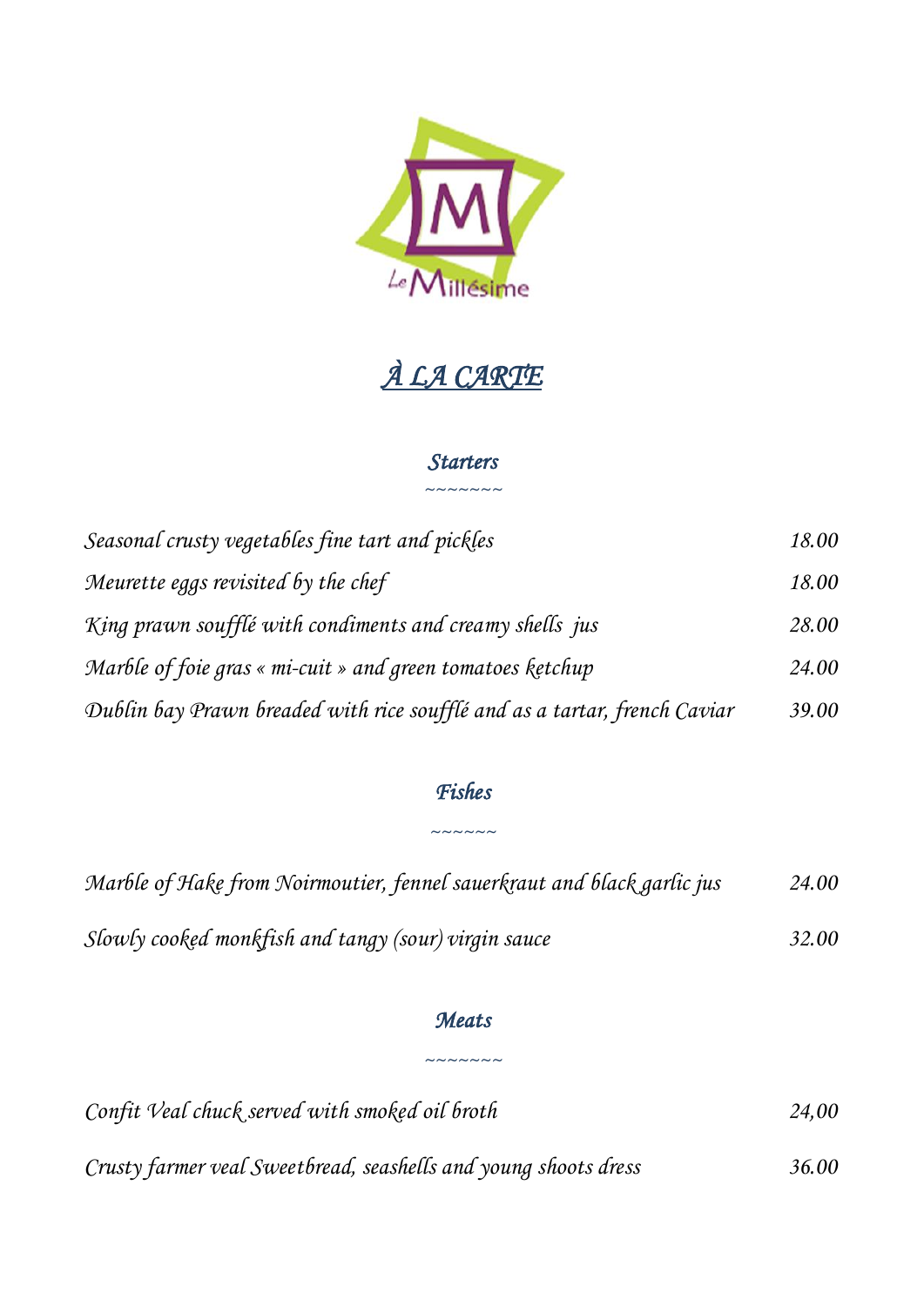Le Millésime

# *À LA CARTE*

## *Starters*

~~~~~~~

| | |
|---|---|
| *Seasonal crusty vegetables fine tart and pickles* | *18.00* |
| *Meurette eggs revisited by the chef* | *18.00* |
| *King prawn soufflé with condiments and creamy shells jus* | *28.00* |
| *Marble of foie gras « mi-cuit » and green tomatoes ketchup* | *24.00* |
| *Dublin bay Prawn breaded with rice soufflé and as a tartar, french Caviar* | *39.00* |

## *Fishes*

~~~~~~

| | |
|---|---|
| *Marble of Hake from Noirmoutier, fennel sauerkraut and black garlic jus* | *24.00* |
| *Slowly cooked monkfish and tangy (sour) virgin sauce* | *32.00* |

## *Meats*

~~~~~~~

| | |
|---|---|
| *Confit Veal chuck served with smoked oil broth* | *24,00* |
| *Crusty farmer veal Sweetbread, seashells and young shoots dress* | *36.00* |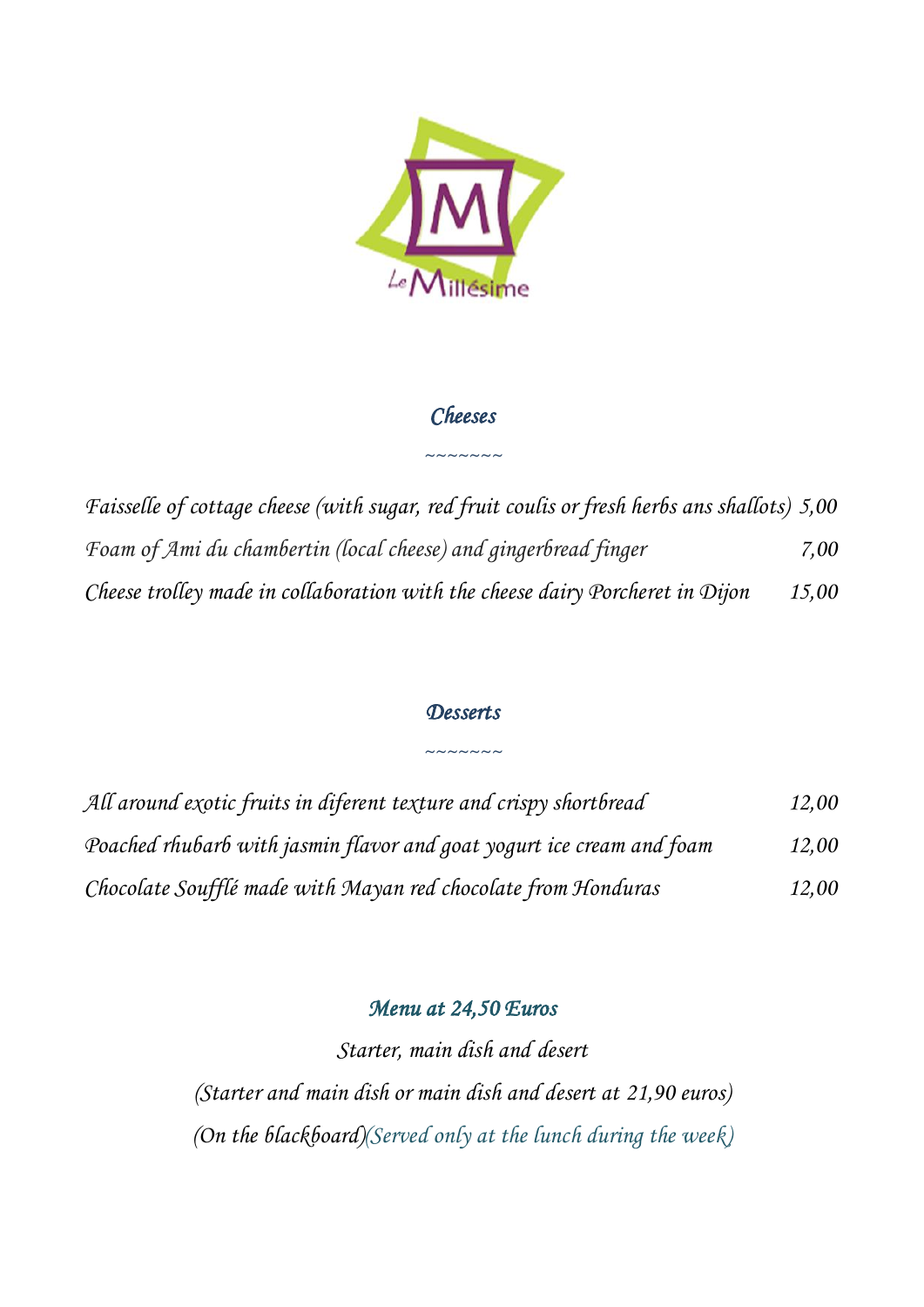Le Millésime

## *Cheeses*

~~~~~~~

*Faisselle of cottage cheese (with sugar, red fruit coulis or fresh herbs ans shallots)* 5,00

*Foam of Ami du chambertin (local cheese) and gingerbread finger* 7,00

*Cheese trolley made in collaboration with the cheese dairy Porcheret in Dijon* 15,00

## *Desserts*

~~~~~~~

*All around exotic fruits in diferent texture and crispy shortbread* 12,00

*Poached rhubarb with jasmin flavor and goat yogurt ice cream and foam* 12,00

*Chocolate Soufflé made with Mayan red chocolate from Honduras* 12,00

## *Menu at 24,50 Euros*

*Starter, main dish and desert*

*(Starter and main dish or main dish and desert at 21,90 euros)*

*(On the blackboard)(Served only at the lunch during the week)*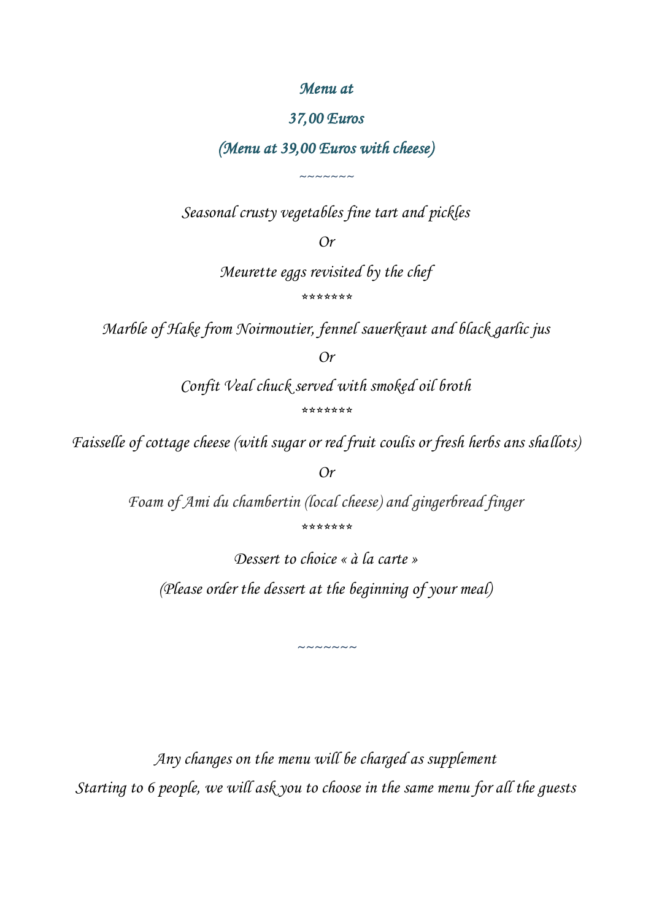*Menu at*

*37,00 Euros*

*(Menu at 39,00 Euros with cheese)*

*~~~~~~~*

*Seasonal crusty vegetables fine tart and pickles*

*Or*

*Meurette eggs revisited by the chef*

*******

*Marble of Hake from Noirmoutier, fennel sauerkraut and black garlic jus*

*Or*

*Confit Veal chuck served with smoked oil broth*

*******

*Faisselle of cottage cheese (with sugar or red fruit coulis or fresh herbs ans shallots)*

*Or*

*Foam of Ami du chambertin (local cheese) and gingerbread finger*

*******

*Dessert to choice « à la carte »*

*(Please order the dessert at the beginning of your meal)*

*~~~~~~~*

*Any changes on the menu will be charged as supplement*

*Starting to 6 people, we will ask you to choose in the same menu for all the guests*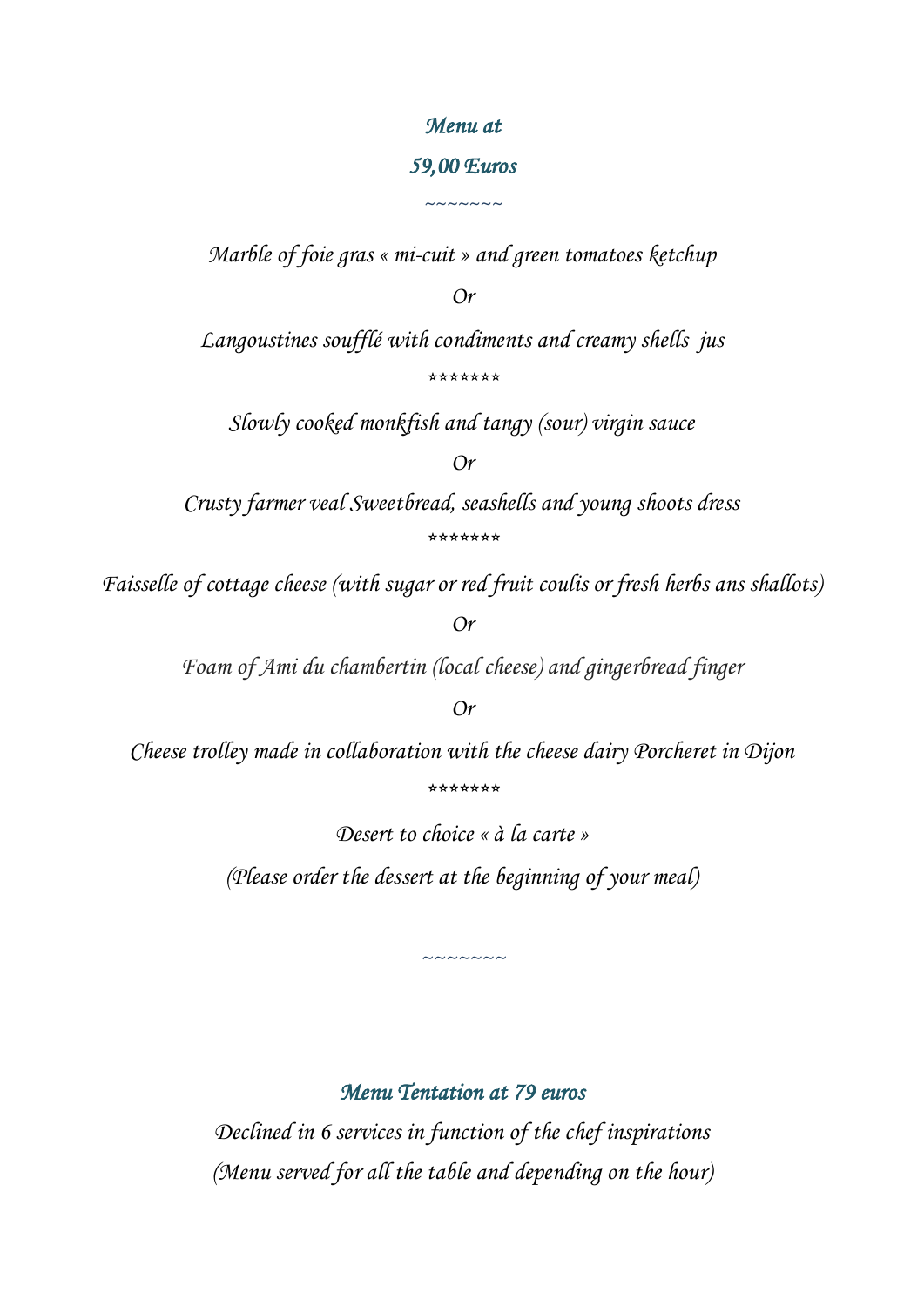## *Menu at*

## *59,00 Euros*

*~~~~~~~*

*Marble of foie gras « mi-cuit » and green tomatoes ketchup*

*Or*

*Langoustines soufflé with condiments and creamy shells jus*

*******

*Slowly cooked monkfish and tangy (sour) virgin sauce*

*Or*

*Crusty farmer veal Sweetbread, seashells and young shoots dress*

*******

*Faisselle of cottage cheese (with sugar or red fruit coulis or fresh herbs ans shallots)*

*Or*

*Foam of Ami du chambertin (local cheese) and gingerbread finger*

*Or*

*Cheese trolley made in collaboration with the cheese dairy Porcheret in Dijon*

*******

*Desert to choice « à la carte »*

*(Please order the dessert at the beginning of your meal)*

*~~~~~~~*

## *Menu Tentation at 79 euros*

*Declined in 6 services in function of the chef inspirations*

*(Menu served for all the table and depending on the hour)*